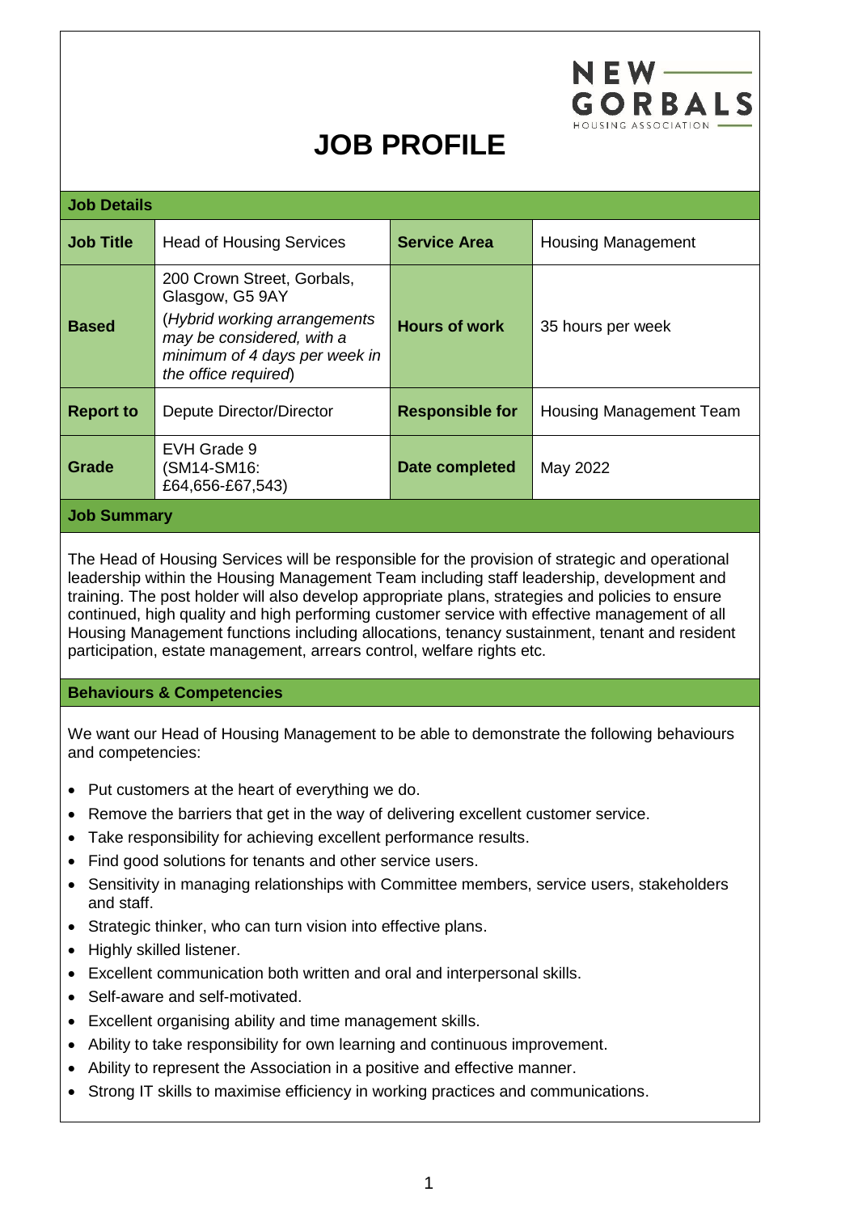# JOB PROFILE

| Job Details | | | |
|---|---|---|---|
| **Job Title** | Head of Housing Services | **Service Area** | Housing Management |
| **Based** | 200 Crown Street, Gorbals, Glasgow, G5 9AY (*Hybrid working arrangements may be considered, with a minimum of 4 days per week in the office required*) | **Hours of work** | 35 hours per week |
| **Report to** | Depute Director/Director | **Responsible for** | Housing Management Team |
| **Grade** | EVH Grade 9 (SM14-SM16: £64,656-£67,543) | **Date completed** | May 2022 |

## Job Summary

The Head of Housing Services will be responsible for the provision of strategic and operational leadership within the Housing Management Team including staff leadership, development and training. The post holder will also develop appropriate plans, strategies and policies to ensure continued, high quality and high performing customer service with effective management of all Housing Management functions including allocations, tenancy sustainment, tenant and resident participation, estate management, arrears control, welfare rights etc.

## Behaviours & Competencies

We want our Head of Housing Management to be able to demonstrate the following behaviours and competencies:

- Put customers at the heart of everything we do.
- Remove the barriers that get in the way of delivering excellent customer service.
- Take responsibility for achieving excellent performance results.
- Find good solutions for tenants and other service users.
- Sensitivity in managing relationships with Committee members, service users, stakeholders and staff.
- Strategic thinker, who can turn vision into effective plans.
- Highly skilled listener.
- Excellent communication both written and oral and interpersonal skills.
- Self-aware and self-motivated.
- Excellent organising ability and time management skills.
- Ability to take responsibility for own learning and continuous improvement.
- Ability to represent the Association in a positive and effective manner.
- Strong IT skills to maximise efficiency in working practices and communications.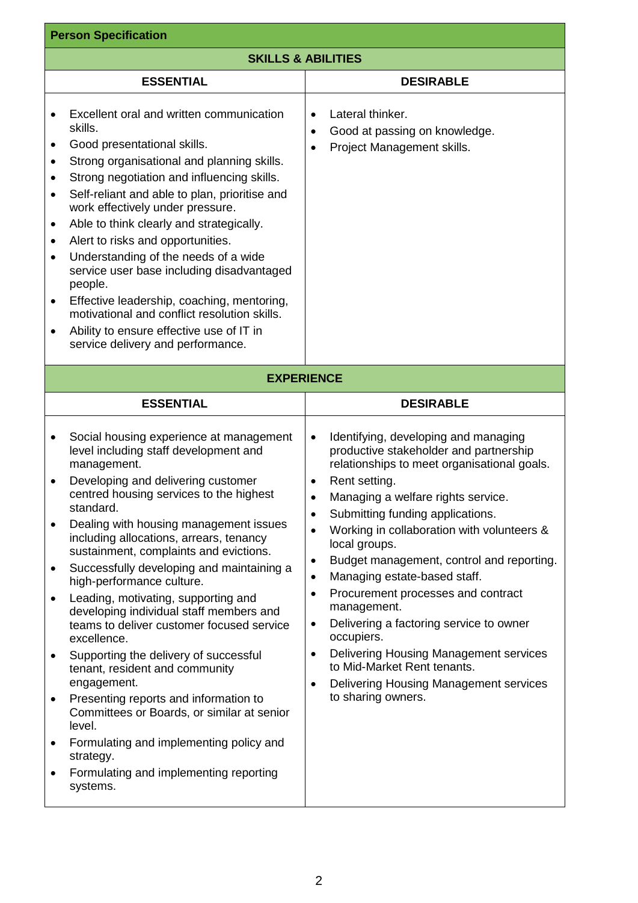## Person Specification

### SKILLS & ABILITIES

| ESSENTIAL | DESIRABLE |
|---|---|
| • Excellent oral and written communication skills.<br>• Good presentational skills.<br>• Strong organisational and planning skills.<br>• Strong negotiation and influencing skills.<br>• Self-reliant and able to plan, prioritise and work effectively under pressure.<br>• Able to think clearly and strategically.<br>• Alert to risks and opportunities.<br>• Understanding of the needs of a wide service user base including disadvantaged people.<br>• Effective leadership, coaching, mentoring, motivational and conflict resolution skills.<br>• Ability to ensure effective use of IT in service delivery and performance. | • Lateral thinker.<br>• Good at passing on knowledge.<br>• Project Management skills. |

### EXPERIENCE

| ESSENTIAL | DESIRABLE |
|---|---|
| • Social housing experience at management level including staff development and management.<br>• Developing and delivering customer centred housing services to the highest standard.<br>• Dealing with housing management issues including allocations, arrears, tenancy sustainment, complaints and evictions.<br>• Successfully developing and maintaining a high-performance culture.<br>• Leading, motivating, supporting and developing individual staff members and teams to deliver customer focused service excellence.<br>• Supporting the delivery of successful tenant, resident and community engagement.<br>• Presenting reports and information to Committees or Boards, or similar at senior level.<br>• Formulating and implementing policy and strategy.<br>• Formulating and implementing reporting systems. | • Identifying, developing and managing productive stakeholder and partnership relationships to meet organisational goals.<br>• Rent setting.<br>• Managing a welfare rights service.<br>• Submitting funding applications.<br>• Working in collaboration with volunteers & local groups.<br>• Budget management, control and reporting.<br>• Managing estate-based staff.<br>• Procurement processes and contract management.<br>• Delivering a factoring service to owner occupiers.<br>• Delivering Housing Management services to Mid-Market Rent tenants.<br>• Delivering Housing Management services to sharing owners. |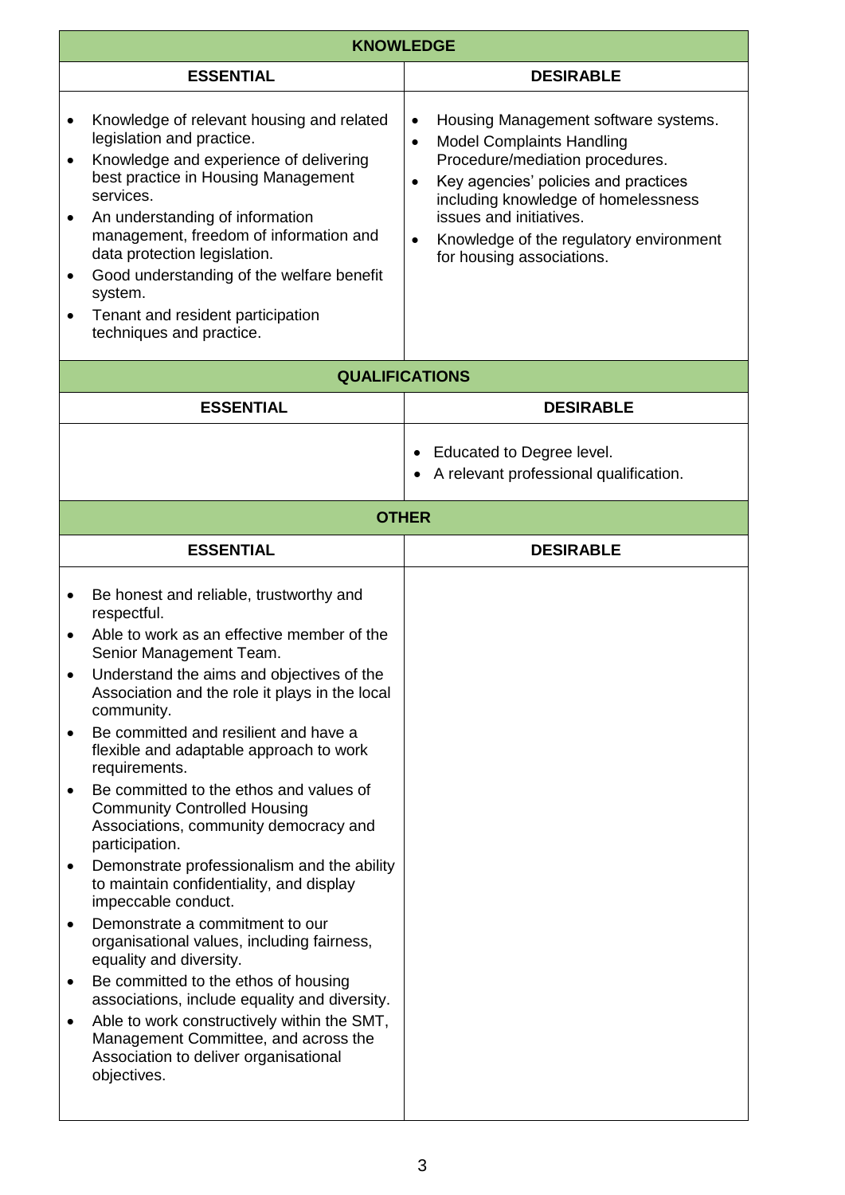| KNOWLEDGE | |
|---|---|
| **ESSENTIAL** | **DESIRABLE** |
| • Knowledge of relevant housing and related legislation and practice.<br>• Knowledge and experience of delivering best practice in Housing Management services.<br>• An understanding of information management, freedom of information and data protection legislation.<br>• Good understanding of the welfare benefit system.<br>• Tenant and resident participation techniques and practice. | • Housing Management software systems.<br>• Model Complaints Handling Procedure/mediation procedures.<br>• Key agencies' policies and practices including knowledge of homelessness issues and initiatives.<br>• Knowledge of the regulatory environment for housing associations. |

| QUALIFICATIONS | |
|---|---|
| **ESSENTIAL** | **DESIRABLE** |
| | • Educated to Degree level.<br>• A relevant professional qualification. |

| OTHER | |
|---|---|
| **ESSENTIAL** | **DESIRABLE** |
| • Be honest and reliable, trustworthy and respectful.<br>• Able to work as an effective member of the Senior Management Team.<br>• Understand the aims and objectives of the Association and the role it plays in the local community.<br>• Be committed and resilient and have a flexible and adaptable approach to work requirements.<br>• Be committed to the ethos and values of Community Controlled Housing Associations, community democracy and participation.<br>• Demonstrate professionalism and the ability to maintain confidentiality, and display impeccable conduct.<br>• Demonstrate a commitment to our organisational values, including fairness, equality and diversity.<br>• Be committed to the ethos of housing associations, include equality and diversity.<br>• Able to work constructively within the SMT, Management Committee, and across the Association to deliver organisational objectives. | |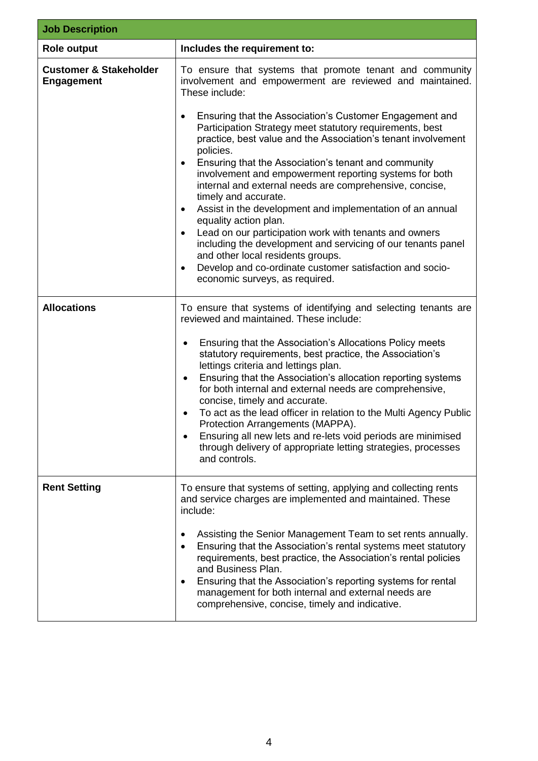| Job Description | |
|---|---|
| **Role output** | **Includes the requirement to:** |
| **Customer & Stakeholder Engagement** | To ensure that systems that promote tenant and community involvement and empowerment are reviewed and maintained. These include:<br><br>• Ensuring that the Association's Customer Engagement and Participation Strategy meet statutory requirements, best practice, best value and the Association's tenant involvement policies.<br>• Ensuring that the Association's tenant and community involvement and empowerment reporting systems for both internal and external needs are comprehensive, concise, timely and accurate.<br>• Assist in the development and implementation of an annual equality action plan.<br>• Lead on our participation work with tenants and owners including the development and servicing of our tenants panel and other local residents groups.<br>• Develop and co-ordinate customer satisfaction and socio-economic surveys, as required. |
| **Allocations** | To ensure that systems of identifying and selecting tenants are reviewed and maintained. These include:<br><br>• Ensuring that the Association's Allocations Policy meets statutory requirements, best practice, the Association's lettings criteria and lettings plan.<br>• Ensuring that the Association's allocation reporting systems for both internal and external needs are comprehensive, concise, timely and accurate.<br>• To act as the lead officer in relation to the Multi Agency Public Protection Arrangements (MAPPA).<br>• Ensuring all new lets and re-lets void periods are minimised through delivery of appropriate letting strategies, processes and controls. |
| **Rent Setting** | To ensure that systems of setting, applying and collecting rents and service charges are implemented and maintained. These include:<br><br>• Assisting the Senior Management Team to set rents annually.<br>• Ensuring that the Association's rental systems meet statutory requirements, best practice, the Association's rental policies and Business Plan.<br>• Ensuring that the Association's reporting systems for rental management for both internal and external needs are comprehensive, concise, timely and indicative. |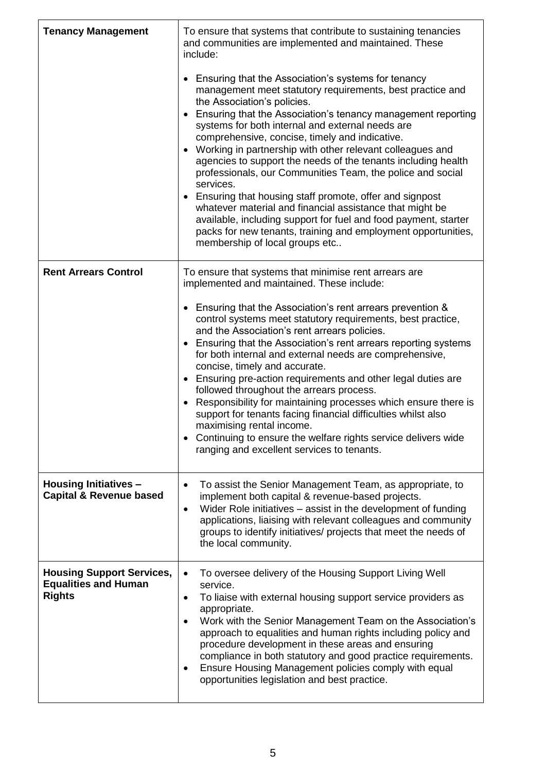| | |
|---|---|
| **Tenancy Management** | To ensure that systems that contribute to sustaining tenancies and communities are implemented and maintained. These include:<br><br>• Ensuring that the Association's systems for tenancy management meet statutory requirements, best practice and the Association's policies.<br>• Ensuring that the Association's tenancy management reporting systems for both internal and external needs are comprehensive, concise, timely and indicative.<br>• Working in partnership with other relevant colleagues and agencies to support the needs of the tenants including health professionals, our Communities Team, the police and social services.<br>• Ensuring that housing staff promote, offer and signpost whatever material and financial assistance that might be available, including support for fuel and food payment, starter packs for new tenants, training and employment opportunities, membership of local groups etc.. |
| **Rent Arrears Control** | To ensure that systems that minimise rent arrears are implemented and maintained. These include:<br><br>• Ensuring that the Association's rent arrears prevention & control systems meet statutory requirements, best practice, and the Association's rent arrears policies.<br>• Ensuring that the Association's rent arrears reporting systems for both internal and external needs are comprehensive, concise, timely and accurate.<br>• Ensuring pre-action requirements and other legal duties are followed throughout the arrears process.<br>• Responsibility for maintaining processes which ensure there is support for tenants facing financial difficulties whilst also maximising rental income.<br>• Continuing to ensure the welfare rights service delivers wide ranging and excellent services to tenants. |
| **Housing Initiatives – Capital & Revenue based** | • To assist the Senior Management Team, as appropriate, to implement both capital & revenue-based projects.<br>• Wider Role initiatives – assist in the development of funding applications, liaising with relevant colleagues and community groups to identify initiatives/ projects that meet the needs of the local community. |
| **Housing Support Services, Equalities and Human Rights** | • To oversee delivery of the Housing Support Living Well service.<br>• To liaise with external housing support service providers as appropriate.<br>• Work with the Senior Management Team on the Association's approach to equalities and human rights including policy and procedure development in these areas and ensuring compliance in both statutory and good practice requirements.<br>• Ensure Housing Management policies comply with equal opportunities legislation and best practice. |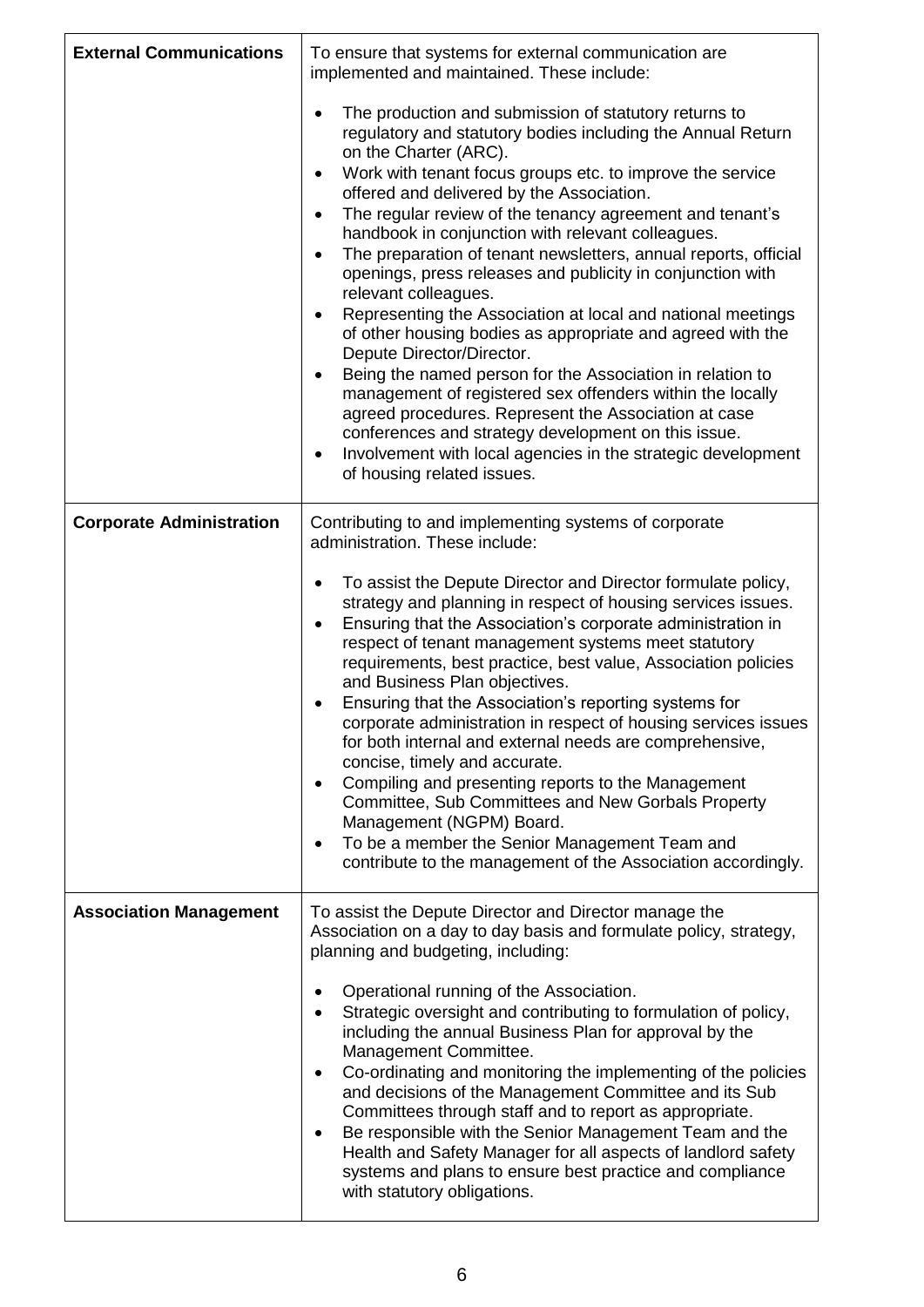| | |
|---|---|
| **External Communications** | To ensure that systems for external communication are implemented and maintained. These include:<br><br>• The production and submission of statutory returns to regulatory and statutory bodies including the Annual Return on the Charter (ARC).<br>• Work with tenant focus groups etc. to improve the service offered and delivered by the Association.<br>• The regular review of the tenancy agreement and tenant's handbook in conjunction with relevant colleagues.<br>• The preparation of tenant newsletters, annual reports, official openings, press releases and publicity in conjunction with relevant colleagues.<br>• Representing the Association at local and national meetings of other housing bodies as appropriate and agreed with the Depute Director/Director.<br>• Being the named person for the Association in relation to management of registered sex offenders within the locally agreed procedures. Represent the Association at case conferences and strategy development on this issue.<br>• Involvement with local agencies in the strategic development of housing related issues. |
| **Corporate Administration** | Contributing to and implementing systems of corporate administration. These include:<br><br>• To assist the Depute Director and Director formulate policy, strategy and planning in respect of housing services issues.<br>• Ensuring that the Association's corporate administration in respect of tenant management systems meet statutory requirements, best practice, best value, Association policies and Business Plan objectives.<br>• Ensuring that the Association's reporting systems for corporate administration in respect of housing services issues for both internal and external needs are comprehensive, concise, timely and accurate.<br>• Compiling and presenting reports to the Management Committee, Sub Committees and New Gorbals Property Management (NGPM) Board.<br>• To be a member the Senior Management Team and contribute to the management of the Association accordingly. |
| **Association Management** | To assist the Depute Director and Director manage the Association on a day to day basis and formulate policy, strategy, planning and budgeting, including:<br><br>• Operational running of the Association.<br>• Strategic oversight and contributing to formulation of policy, including the annual Business Plan for approval by the Management Committee.<br>• Co-ordinating and monitoring the implementing of the policies and decisions of the Management Committee and its Sub Committees through staff and to report as appropriate.<br>• Be responsible with the Senior Management Team and the Health and Safety Manager for all aspects of landlord safety systems and plans to ensure best practice and compliance with statutory obligations. |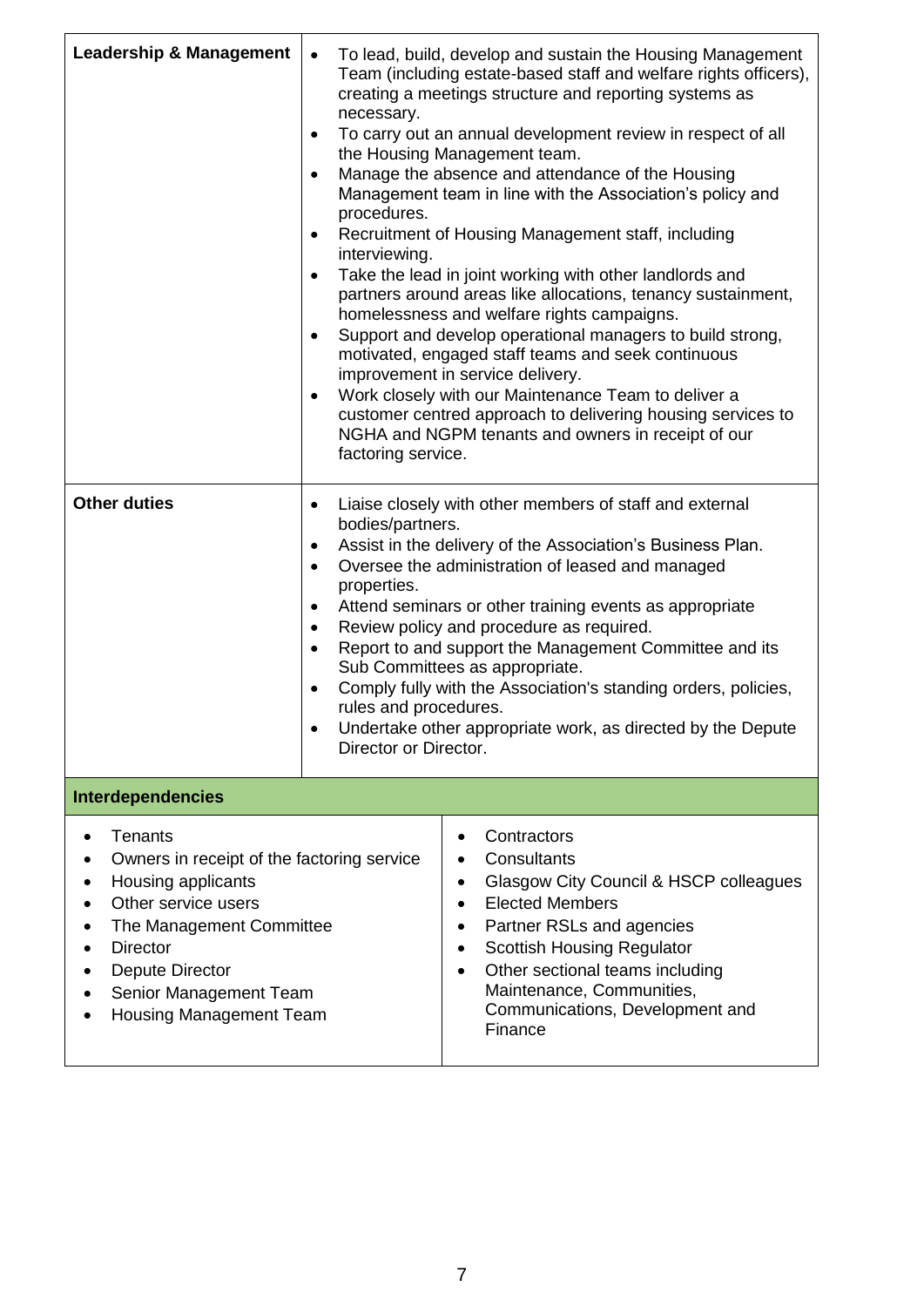| | |
|---|---|
| **Leadership & Management** | • To lead, build, develop and sustain the Housing Management Team (including estate-based staff and welfare rights officers), creating a meetings structure and reporting systems as necessary.<br>• To carry out an annual development review in respect of all the Housing Management team.<br>• Manage the absence and attendance of the Housing Management team in line with the Association's policy and procedures.<br>• Recruitment of Housing Management staff, including interviewing.<br>• Take the lead in joint working with other landlords and partners around areas like allocations, tenancy sustainment, homelessness and welfare rights campaigns.<br>• Support and develop operational managers to build strong, motivated, engaged staff teams and seek continuous improvement in service delivery.<br>• Work closely with our Maintenance Team to deliver a customer centred approach to delivering housing services to NGHA and NGPM tenants and owners in receipt of our factoring service. |
| **Other duties** | • Liaise closely with other members of staff and external bodies/partners.<br>• Assist in the delivery of the Association's Business Plan.<br>• Oversee the administration of leased and managed properties.<br>• Attend seminars or other training events as appropriate<br>• Review policy and procedure as required.<br>• Report to and support the Management Committee and its Sub Committees as appropriate.<br>• Comply fully with the Association's standing orders, policies, rules and procedures.<br>• Undertake other appropriate work, as directed by the Depute Director or Director. |

**Interdependencies**

| | |
|---|---|
| • Tenants<br>• Owners in receipt of the factoring service<br>• Housing applicants<br>• Other service users<br>• The Management Committee<br>• Director<br>• Depute Director<br>• Senior Management Team<br>• Housing Management Team | • Contractors<br>• Consultants<br>• Glasgow City Council & HSCP colleagues<br>• Elected Members<br>• Partner RSLs and agencies<br>• Scottish Housing Regulator<br>• Other sectional teams including Maintenance, Communities, Communications, Development and Finance |